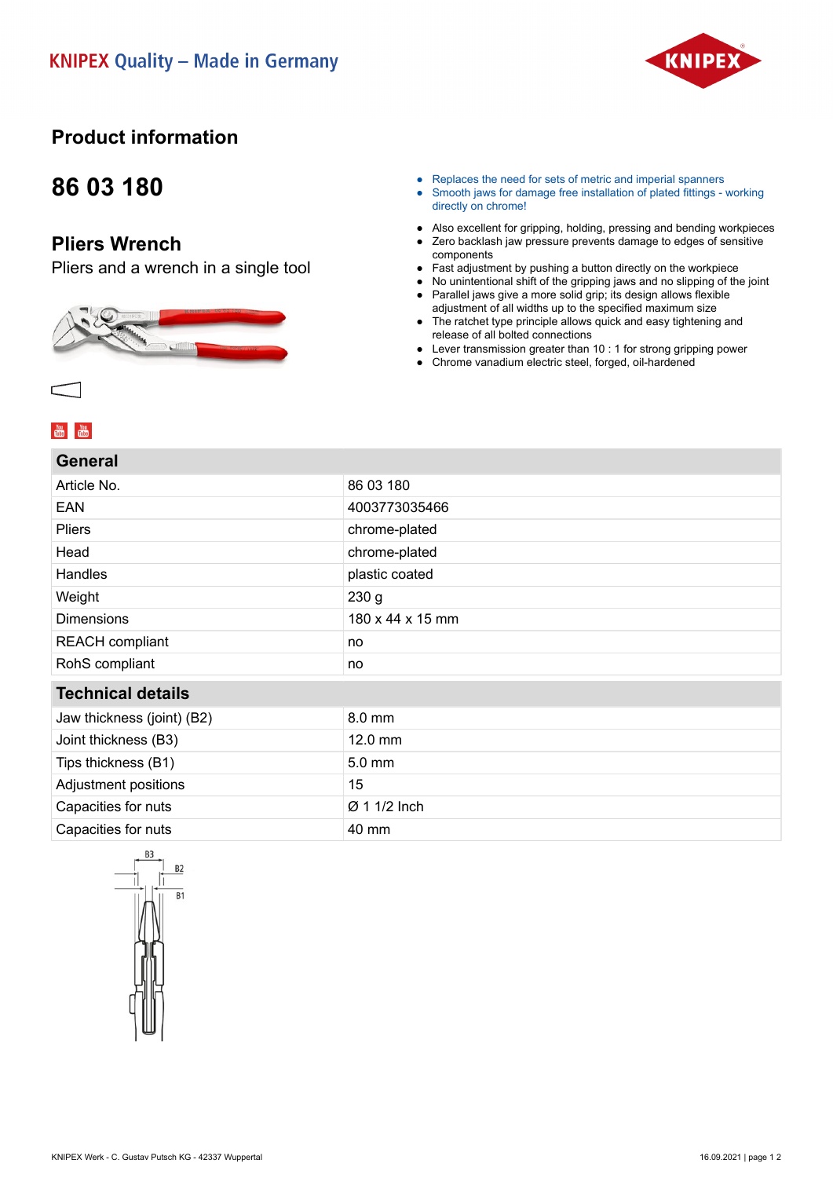KNIPEX Quality – Made in Germany

# Product information

## 86 03 180

## Pliers Wrench

Pliers and a wrench in a single tool

- Replaces the need for sets of metric and imperial spanners
- Smooth jaws for damage free installation of plated fittings - working directly on chrome!

- Also excellent for gripping, holding, pressing and bending workpieces
- Zero backlash jaw pressure prevents damage to edges of sensitive components
- Fast adjustment by pushing a button directly on the workpiece
- No unintentional shift of the gripping jaws and no slipping of the joint
- Parallel jaws give a more solid grip; its design allows flexible adjustment of all widths up to the specified maximum size
- The ratchet type principle allows quick and easy tightening and release of all bolted connections
- Lever transmission greater than 10 : 1 for strong gripping power
- Chrome vanadium electric steel, forged, oil-hardened

### General

| | |
|---|---|
| Article No. | 86 03 180 |
| EAN | 4003773035466 |
| Pliers | chrome-plated |
| Head | chrome-plated |
| Handles | plastic coated |
| Weight | 230 g |
| Dimensions | 180 x 44 x 15 mm |
| REACH compliant | no |
| RoHS compliant | no |

### Technical details

| | |
|---|---|
| Jaw thickness (joint) (B2) | 8.0 mm |
| Joint thickness (B3) | 12.0 mm |
| Tips thickness (B1) | 5.0 mm |
| Adjustment positions | 15 |
| Capacities for nuts | Ø 1 1/2 Inch |
| Capacities for nuts | 40 mm |

B3 B2 B1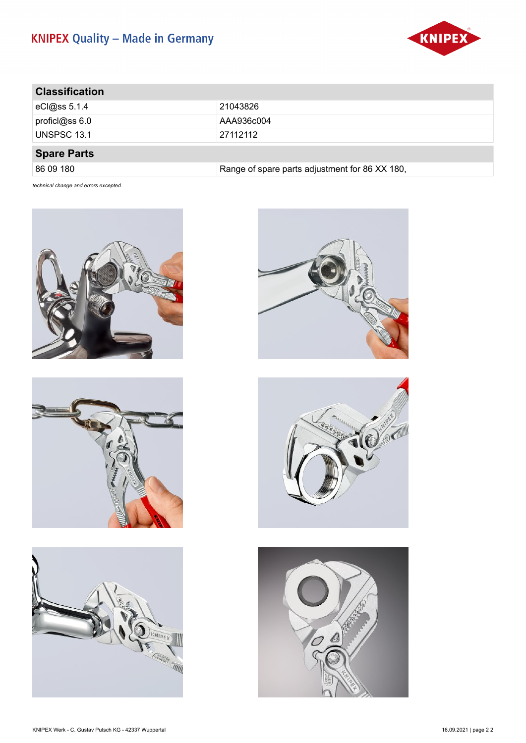## Classification

| | |
|---|---|
| eCl@ss 5.1.4 | 21043826 |
| proficl@ss 6.0 | AAA936c004 |
| UNSPSC 13.1 | 27112112 |

## Spare Parts

| | |
|---|---|
| 86 09 180 | Range of spare parts adjustment for 86 XX 180, |

*technical change and errors excepted*